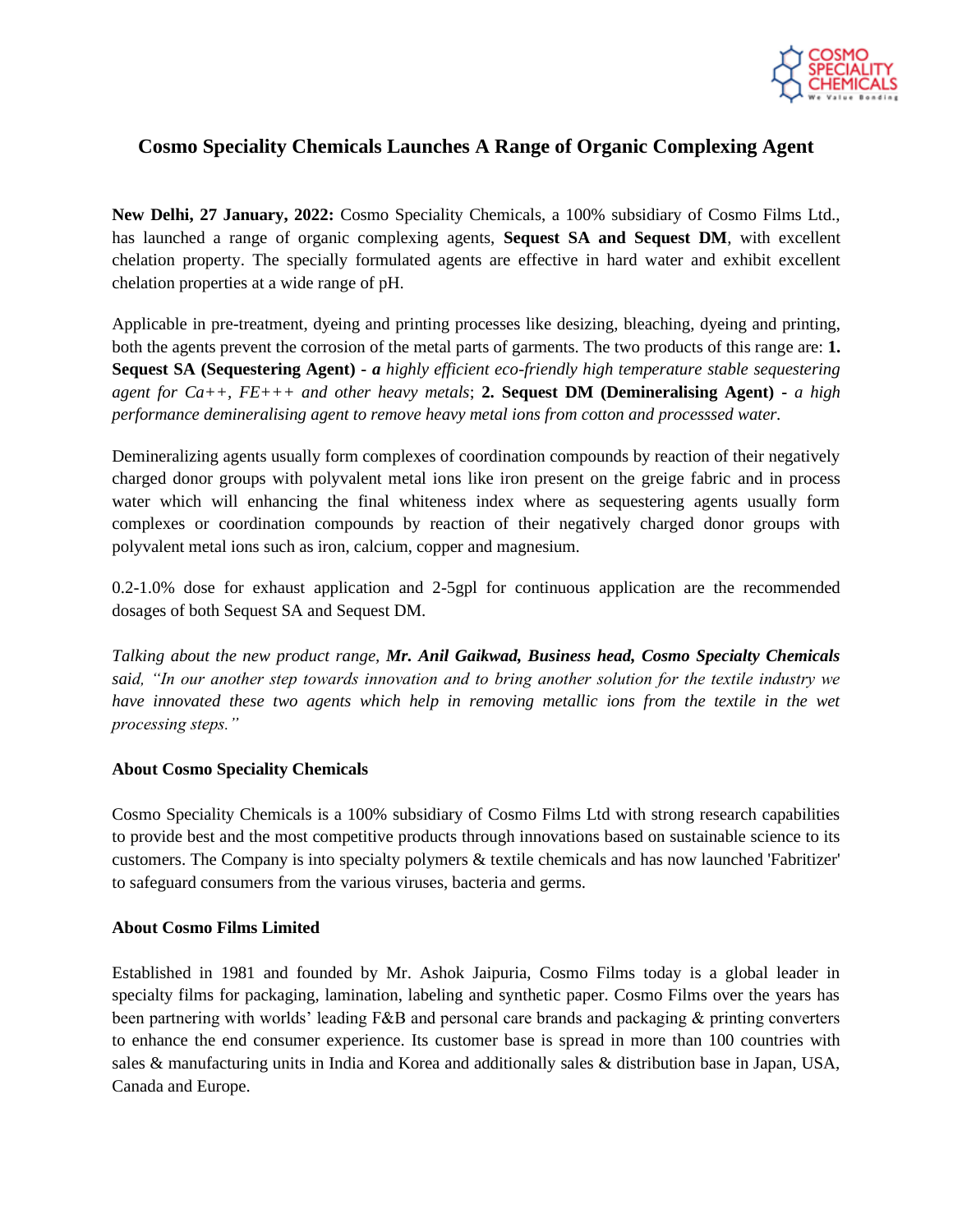# Cosmo Speciality Chemicals Launches A Range of Organic Complexing Agent

**New Delhi, 27 January, 2022:** Cosmo Speciality Chemicals, a 100% subsidiary of Cosmo Films Ltd., has launched a range of organic complexing agents, **Sequest SA and Sequest DM**, with excellent chelation property. The specially formulated agents are effective in hard water and exhibit excellent chelation properties at a wide range of pH.

Applicable in pre-treatment, dyeing and printing processes like desizing, bleaching, dyeing and printing, both the agents prevent the corrosion of the metal parts of garments. The two products of this range are: **1. Sequest SA (Sequestering Agent) -** ***a*** *highly efficient eco-friendly high temperature stable sequestering agent for Ca++, FE+++ and other heavy metals*; **2. Sequest DM (Demineralising Agent) -** *a high performance demineralising agent to remove heavy metal ions from cotton and processsed water.*

Demineralizing agents usually form complexes of coordination compounds by reaction of their negatively charged donor groups with polyvalent metal ions like iron present on the greige fabric and in process water which will enhancing the final whiteness index where as sequestering agents usually form complexes or coordination compounds by reaction of their negatively charged donor groups with polyvalent metal ions such as iron, calcium, copper and magnesium.

0.2-1.0% dose for exhaust application and 2-5gpl for continuous application are the recommended dosages of both Sequest SA and Sequest DM.

*Talking about the new product range,* ***Mr. Anil Gaikwad, Business head, Cosmo Specialty Chemicals*** *said, "In our another step towards innovation and to bring another solution for the textile industry we have innovated these two agents which help in removing metallic ions from the textile in the wet processing steps."*

**About Cosmo Speciality Chemicals**

Cosmo Speciality Chemicals is a 100% subsidiary of Cosmo Films Ltd with strong research capabilities to provide best and the most competitive products through innovations based on sustainable science to its customers. The Company is into specialty polymers & textile chemicals and has now launched 'Fabritizer' to safeguard consumers from the various viruses, bacteria and germs.

**About Cosmo Films Limited**

Established in 1981 and founded by Mr. Ashok Jaipuria, Cosmo Films today is a global leader in specialty films for packaging, lamination, labeling and synthetic paper. Cosmo Films over the years has been partnering with worlds' leading F&B and personal care brands and packaging & printing converters to enhance the end consumer experience. Its customer base is spread in more than 100 countries with sales & manufacturing units in India and Korea and additionally sales & distribution base in Japan, USA, Canada and Europe.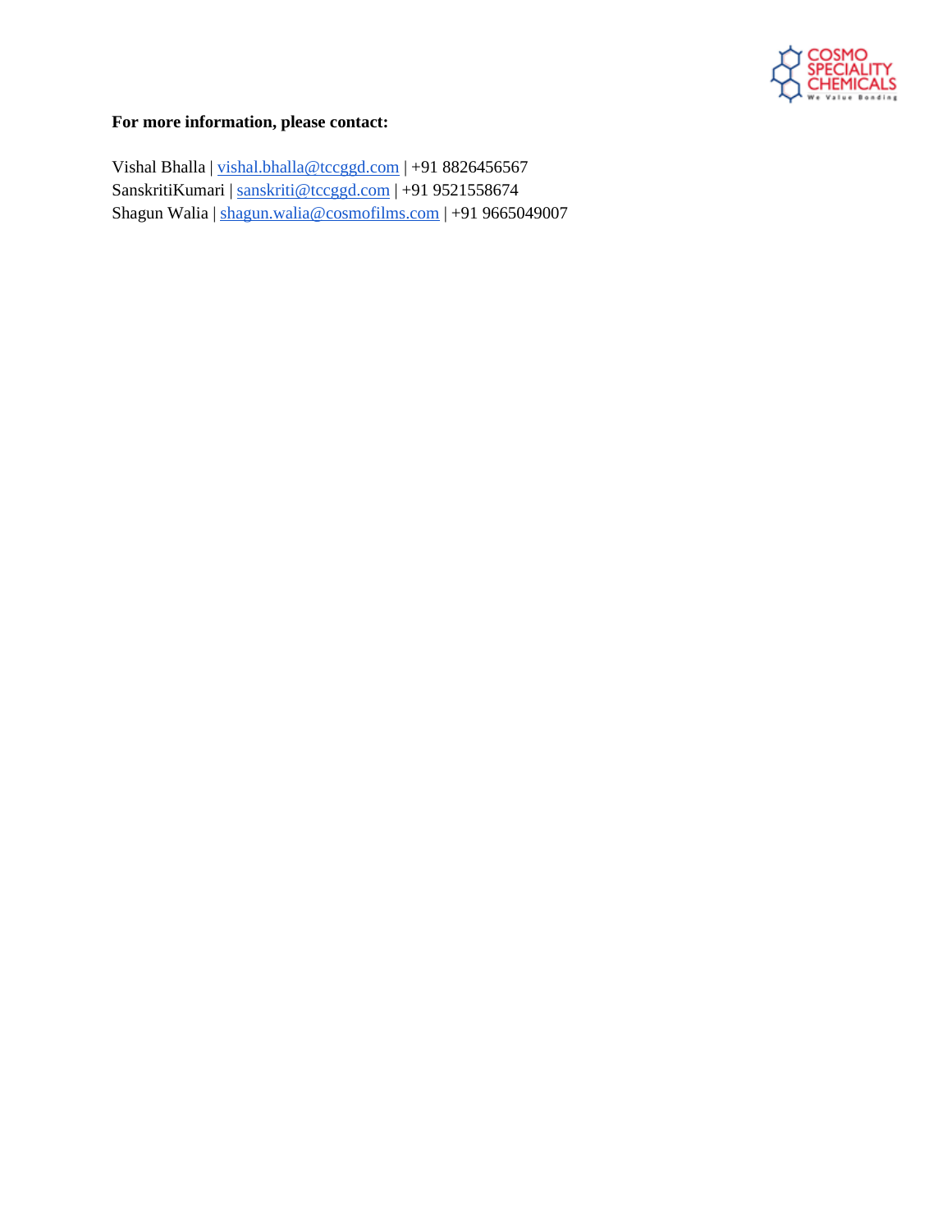**For more information, please contact:**

Vishal Bhalla | vishal.bhalla@tccggd.com | +91 8826456567
SanskritiKumari | sanskriti@tccggd.com | +91 9521558674
Shagun Walia | shagun.walia@cosmofilms.com | +91 9665049007